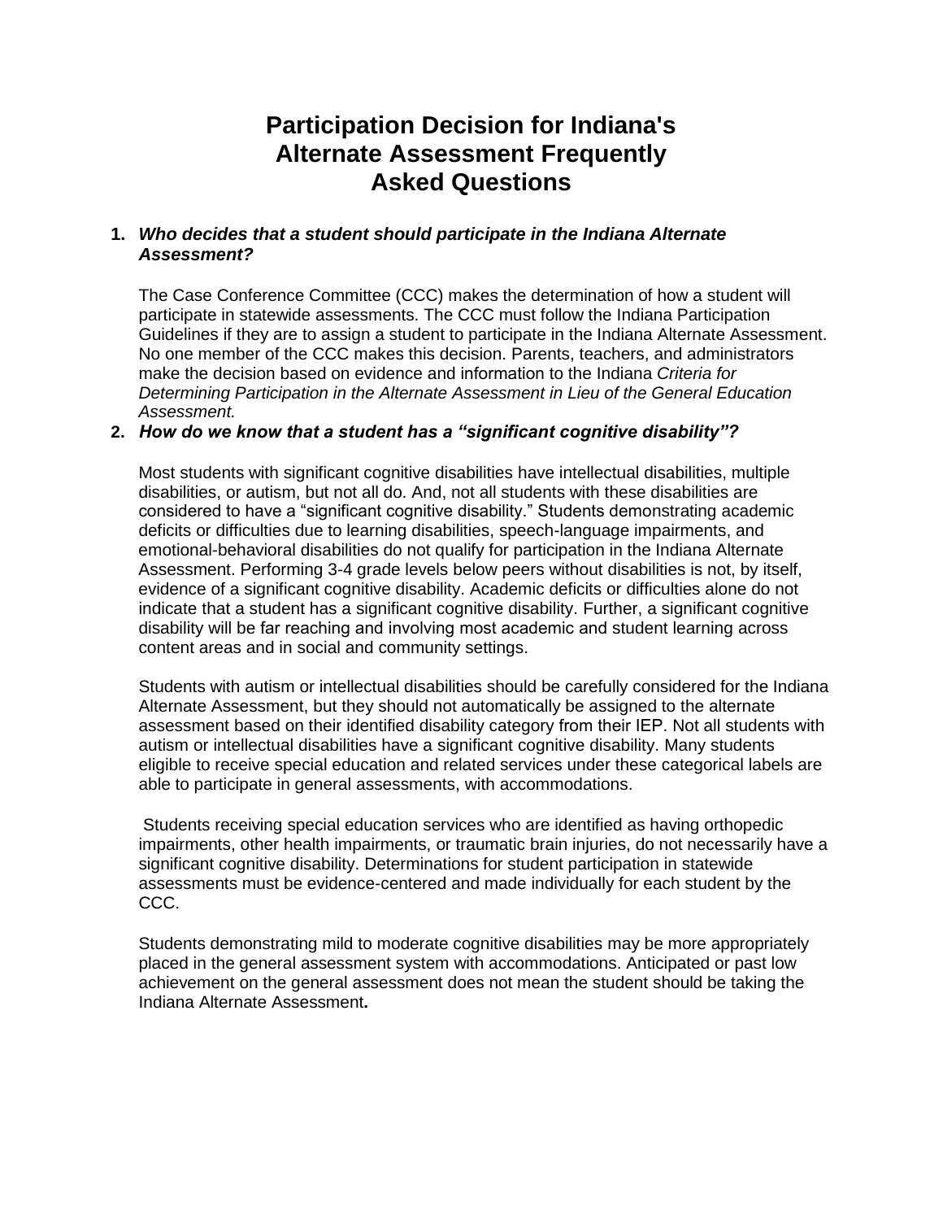# Participation Decision for Indiana's Alternate Assessment Frequently Asked Questions

1. ***Who decides that a student should participate in the Indiana Alternate Assessment?***

   The Case Conference Committee (CCC) makes the determination of how a student will participate in statewide assessments. The CCC must follow the Indiana Participation Guidelines if they are to assign a student to participate in the Indiana Alternate Assessment. No one member of the CCC makes this decision. Parents, teachers, and administrators make the decision based on evidence and information to the Indiana *Criteria for Determining Participation in the Alternate Assessment in Lieu of the General Education Assessment.*

2. ***How do we know that a student has a "significant cognitive disability"?***

   Most students with significant cognitive disabilities have intellectual disabilities, multiple disabilities, or autism, but not all do. And, not all students with these disabilities are considered to have a "significant cognitive disability." Students demonstrating academic deficits or difficulties due to learning disabilities, speech-language impairments, and emotional-behavioral disabilities do not qualify for participation in the Indiana Alternate Assessment. Performing 3-4 grade levels below peers without disabilities is not, by itself, evidence of a significant cognitive disability. Academic deficits or difficulties alone do not indicate that a student has a significant cognitive disability. Further, a significant cognitive disability will be far reaching and involving most academic and student learning across content areas and in social and community settings.

   Students with autism or intellectual disabilities should be carefully considered for the Indiana Alternate Assessment, but they should not automatically be assigned to the alternate assessment based on their identified disability category from their IEP. Not all students with autism or intellectual disabilities have a significant cognitive disability. Many students eligible to receive special education and related services under these categorical labels are able to participate in general assessments, with accommodations.

   Students receiving special education services who are identified as having orthopedic impairments, other health impairments, or traumatic brain injuries, do not necessarily have a significant cognitive disability. Determinations for student participation in statewide assessments must be evidence-centered and made individually for each student by the CCC.

   Students demonstrating mild to moderate cognitive disabilities may be more appropriately placed in the general assessment system with accommodations. Anticipated or past low achievement on the general assessment does not mean the student should be taking the Indiana Alternate Assessment**.**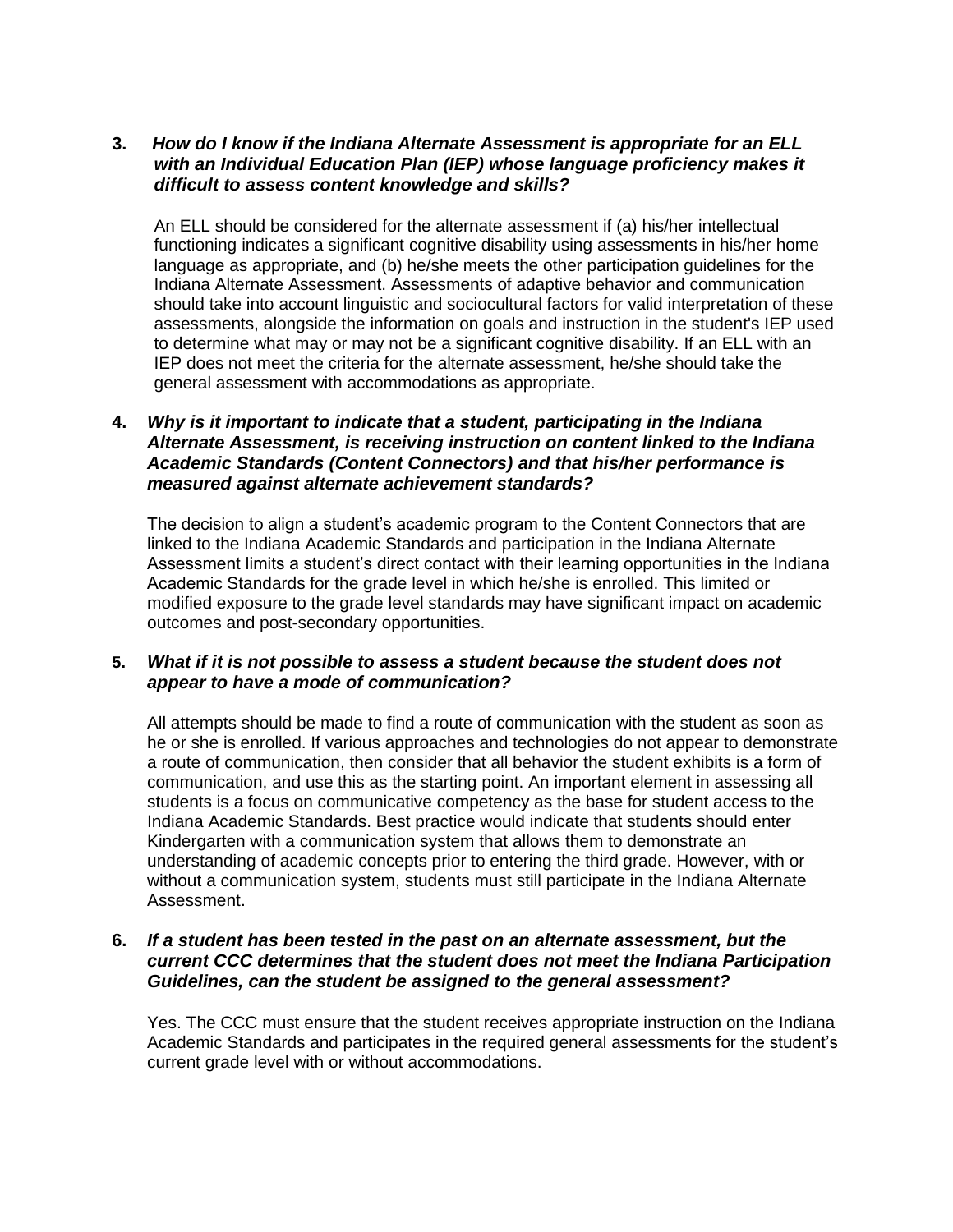3. ***How do I know if the Indiana Alternate Assessment is appropriate for an ELL with an Individual Education Plan (IEP) whose language proficiency makes it difficult to assess content knowledge and skills?***

   An ELL should be considered for the alternate assessment if (a) his/her intellectual functioning indicates a significant cognitive disability using assessments in his/her home language as appropriate, and (b) he/she meets the other participation guidelines for the Indiana Alternate Assessment. Assessments of adaptive behavior and communication should take into account linguistic and sociocultural factors for valid interpretation of these assessments, alongside the information on goals and instruction in the student's IEP used to determine what may or may not be a significant cognitive disability. If an ELL with an IEP does not meet the criteria for the alternate assessment, he/she should take the general assessment with accommodations as appropriate.

4. ***Why is it important to indicate that a student, participating in the Indiana Alternate Assessment, is receiving instruction on content linked to the Indiana Academic Standards (Content Connectors) and that his/her performance is measured against alternate achievement standards?***

   The decision to align a student's academic program to the Content Connectors that are linked to the Indiana Academic Standards and participation in the Indiana Alternate Assessment limits a student's direct contact with their learning opportunities in the Indiana Academic Standards for the grade level in which he/she is enrolled. This limited or modified exposure to the grade level standards may have significant impact on academic outcomes and post-secondary opportunities.

5. ***What if it is not possible to assess a student because the student does not appear to have a mode of communication?***

   All attempts should be made to find a route of communication with the student as soon as he or she is enrolled. If various approaches and technologies do not appear to demonstrate a route of communication, then consider that all behavior the student exhibits is a form of communication, and use this as the starting point. An important element in assessing all students is a focus on communicative competency as the base for student access to the Indiana Academic Standards. Best practice would indicate that students should enter Kindergarten with a communication system that allows them to demonstrate an understanding of academic concepts prior to entering the third grade. However, with or without a communication system, students must still participate in the Indiana Alternate Assessment.

6. ***If a student has been tested in the past on an alternate assessment, but the current CCC determines that the student does not meet the Indiana Participation Guidelines, can the student be assigned to the general assessment?***

   Yes. The CCC must ensure that the student receives appropriate instruction on the Indiana Academic Standards and participates in the required general assessments for the student's current grade level with or without accommodations.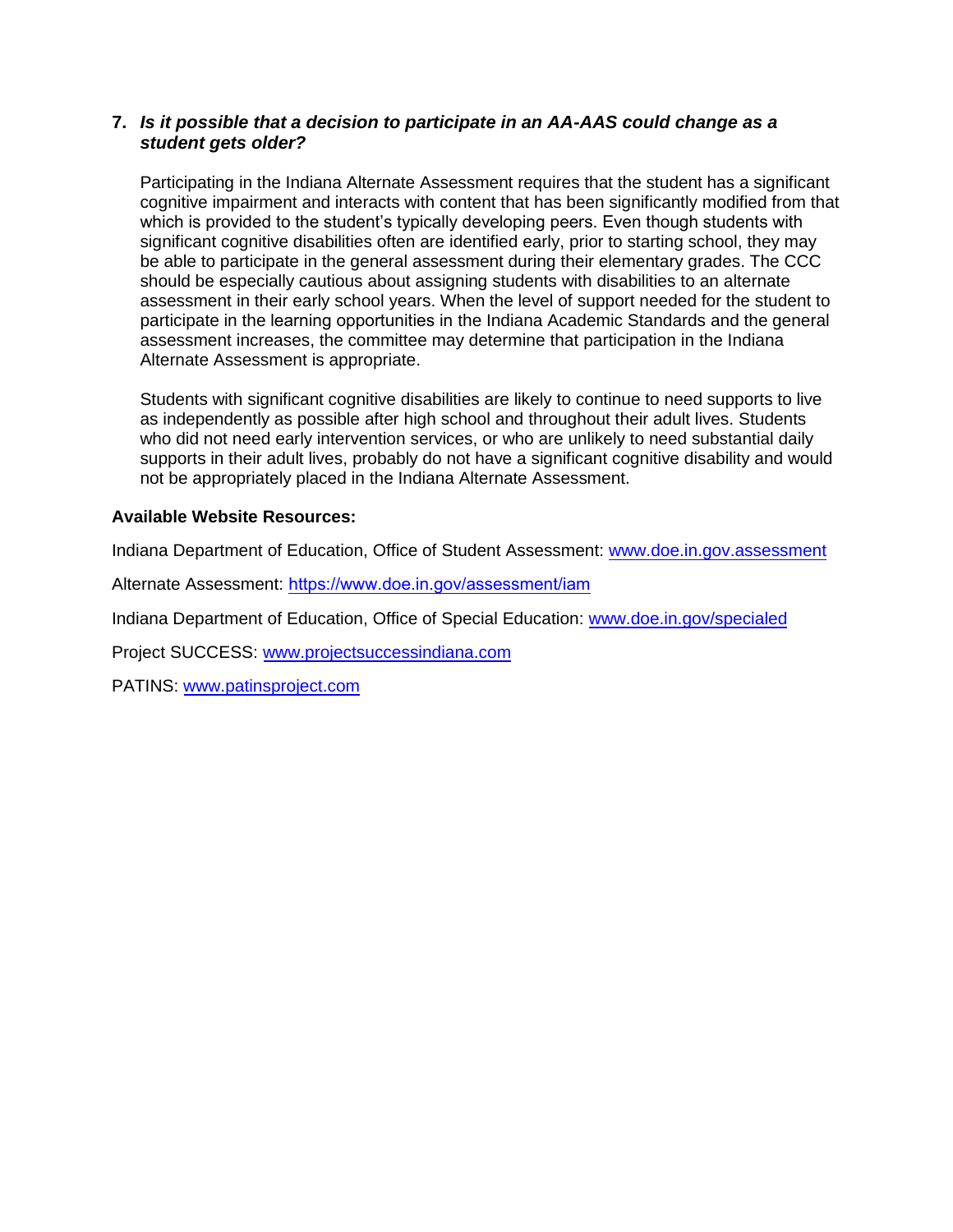7. ***Is it possible that a decision to participate in an AA-AAS could change as a student gets older?***

   Participating in the Indiana Alternate Assessment requires that the student has a significant cognitive impairment and interacts with content that has been significantly modified from that which is provided to the student's typically developing peers. Even though students with significant cognitive disabilities often are identified early, prior to starting school, they may be able to participate in the general assessment during their elementary grades. The CCC should be especially cautious about assigning students with disabilities to an alternate assessment in their early school years. When the level of support needed for the student to participate in the learning opportunities in the Indiana Academic Standards and the general assessment increases, the committee may determine that participation in the Indiana Alternate Assessment is appropriate.

   Students with significant cognitive disabilities are likely to continue to need supports to live as independently as possible after high school and throughout their adult lives. Students who did not need early intervention services, or who are unlikely to need substantial daily supports in their adult lives, probably do not have a significant cognitive disability and would not be appropriately placed in the Indiana Alternate Assessment.

**Available Website Resources:**

Indiana Department of Education, Office of Student Assessment: www.doe.in.gov.assessment

Alternate Assessment: https://www.doe.in.gov/assessment/iam

Indiana Department of Education, Office of Special Education: www.doe.in.gov/specialed

Project SUCCESS: www.projectsuccessindiana.com

PATINS: www.patinsproject.com